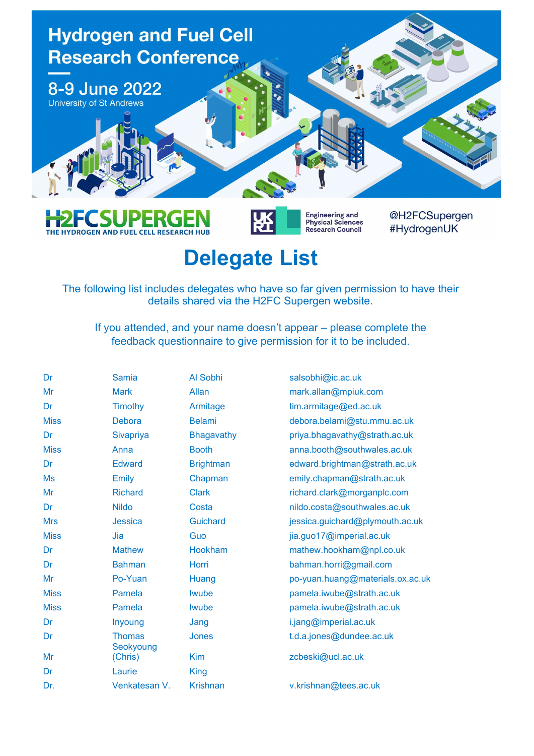# Hydrogen and Fuel Cell Research Conference

8-9 June 2022

University of St Andrews

H2FCSUPERGEN
THE HYDROGEN AND FUEL CELL RESEARCH HUB

UKRI Engineering and Physical Sciences Research Council

@H2FCSupergen
#HydrogenUK

# Delegate List

The following list includes delegates who have so far given permission to have their details shared via the H2FC Supergen website.

If you attended, and your name doesn't appear – please complete the feedback questionnaire to give permission for it to be included.

| | | | |
|---|---|---|---|
| Dr | Samia | Al Sobhi | salsobhi@ic.ac.uk |
| Mr | Mark | Allan | mark.allan@mpiuk.com |
| Dr | Timothy | Armitage | tim.armitage@ed.ac.uk |
| Miss | Debora | Belami | debora.belami@stu.mmu.ac.uk |
| Dr | Sivapriya | Bhagavathy | priya.bhagavathy@strath.ac.uk |
| Miss | Anna | Booth | anna.booth@southwales.ac.uk |
| Dr | Edward | Brightman | edward.brightman@strath.ac.uk |
| Ms | Emily | Chapman | emily.chapman@strath.ac.uk |
| Mr | Richard | Clark | richard.clark@morganplc.com |
| Dr | Nildo | Costa | nildo.costa@southwales.ac.uk |
| Mrs | Jessica | Guichard | jessica.guichard@plymouth.ac.uk |
| Miss | Jia | Guo | jia.guo17@imperial.ac.uk |
| Dr | Mathew | Hookham | mathew.hookham@npl.co.uk |
| Dr | Bahman | Horri | bahman.horri@gmail.com |
| Mr | Po-Yuan | Huang | po-yuan.huang@materials.ox.ac.uk |
| Miss | Pamela | Iwube | pamela.iwube@strath.ac.uk |
| Miss | Pamela | Iwube | pamela.iwube@strath.ac.uk |
| Dr | Inyoung | Jang | i.jang@imperial.ac.uk |
| Dr | Thomas | Jones | t.d.a.jones@dundee.ac.uk |
| Mr | Seokyoung (Chris) | Kim | zcbeski@ucl.ac.uk |
| Dr | Laurie | King | |
| Dr. | Venkatesan V. | Krishnan | v.krishnan@tees.ac.uk |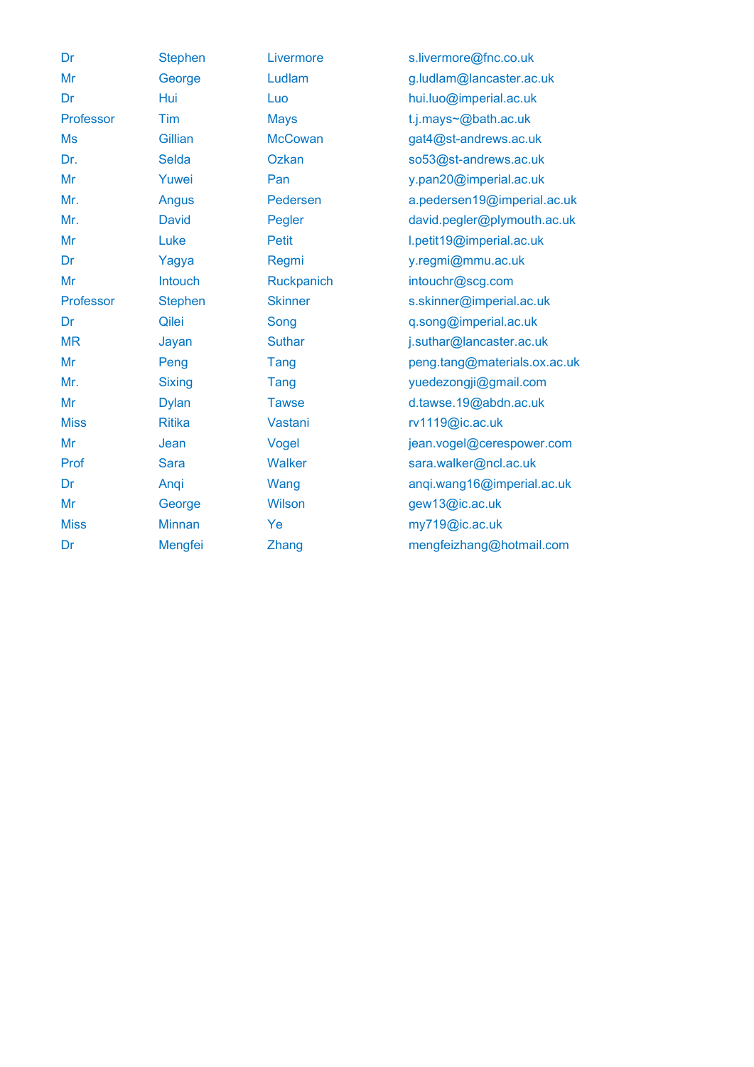| | | | |
|---|---|---|---|
| Dr | Stephen | Livermore | s.livermore@fnc.co.uk |
| Mr | George | Ludlam | g.ludlam@lancaster.ac.uk |
| Dr | Hui | Luo | hui.luo@imperial.ac.uk |
| Professor | Tim | Mays | t.j.mays~@bath.ac.uk |
| Ms | Gillian | McCowan | gat4@st-andrews.ac.uk |
| Dr. | Selda | Ozkan | so53@st-andrews.ac.uk |
| Mr | Yuwei | Pan | y.pan20@imperial.ac.uk |
| Mr. | Angus | Pedersen | a.pedersen19@imperial.ac.uk |
| Mr. | David | Pegler | david.pegler@plymouth.ac.uk |
| Mr | Luke | Petit | l.petit19@imperial.ac.uk |
| Dr | Yagya | Regmi | y.regmi@mmu.ac.uk |
| Mr | Intouch | Ruckpanich | intouchr@scg.com |
| Professor | Stephen | Skinner | s.skinner@imperial.ac.uk |
| Dr | Qilei | Song | q.song@imperial.ac.uk |
| MR | Jayan | Suthar | j.suthar@lancaster.ac.uk |
| Mr | Peng | Tang | peng.tang@materials.ox.ac.uk |
| Mr. | Sixing | Tang | yuedezongji@gmail.com |
| Mr | Dylan | Tawse | d.tawse.19@abdn.ac.uk |
| Miss | Ritika | Vastani | rv1119@ic.ac.uk |
| Mr | Jean | Vogel | jean.vogel@cerespower.com |
| Prof | Sara | Walker | sara.walker@ncl.ac.uk |
| Dr | Anqi | Wang | anqi.wang16@imperial.ac.uk |
| Mr | George | Wilson | gew13@ic.ac.uk |
| Miss | Minnan | Ye | my719@ic.ac.uk |
| Dr | Mengfei | Zhang | mengfeizhang@hotmail.com |